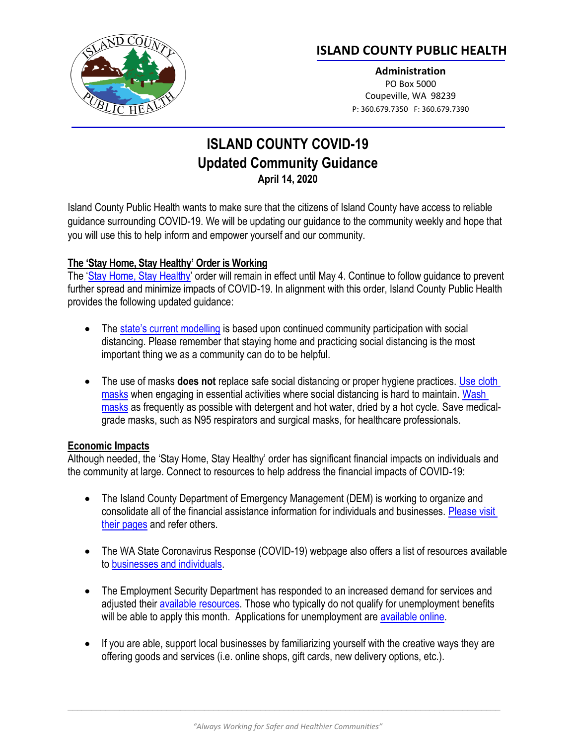## ISLAND COUNTY PUBLIC HEALTH

**Administration**
PO Box 5000
Coupeville, WA 98239
P: 360.679.7350 F: 360.679.7390

# ISLAND COUNTY COVID-19
# Updated Community Guidance
**April 14, 2020**

Island County Public Health wants to make sure that the citizens of Island County have access to reliable guidance surrounding COVID-19. We will be updating our guidance to the community weekly and hope that you will use this to help inform and empower yourself and our community.

### The 'Stay Home, Stay Healthy' Order is Working

The 'Stay Home, Stay Healthy' order will remain in effect until May 4. Continue to follow guidance to prevent further spread and minimize impacts of COVID-19. In alignment with this order, Island County Public Health provides the following updated guidance:

- The state's current modelling is based upon continued community participation with social distancing. Please remember that staying home and practicing social distancing is the most important thing we as a community can do to be helpful.
- The use of masks **does not** replace safe social distancing or proper hygiene practices. Use cloth masks when engaging in essential activities where social distancing is hard to maintain. Wash masks as frequently as possible with detergent and hot water, dried by a hot cycle. Save medical-grade masks, such as N95 respirators and surgical masks, for healthcare professionals.

### Economic Impacts

Although needed, the 'Stay Home, Stay Healthy' order has significant financial impacts on individuals and the community at large. Connect to resources to help address the financial impacts of COVID-19:

- The Island County Department of Emergency Management (DEM) is working to organize and consolidate all of the financial assistance information for individuals and businesses. Please visit their pages and refer others.
- The WA State Coronavirus Response (COVID-19) webpage also offers a list of resources available to businesses and individuals.
- The Employment Security Department has responded to an increased demand for services and adjusted their available resources. Those who typically do not qualify for unemployment benefits will be able to apply this month. Applications for unemployment are available online.
- If you are able, support local businesses by familiarizing yourself with the creative ways they are offering goods and services (i.e. online shops, gift cards, new delivery options, etc.).

*"Always Working for Safer and Healthier Communities"*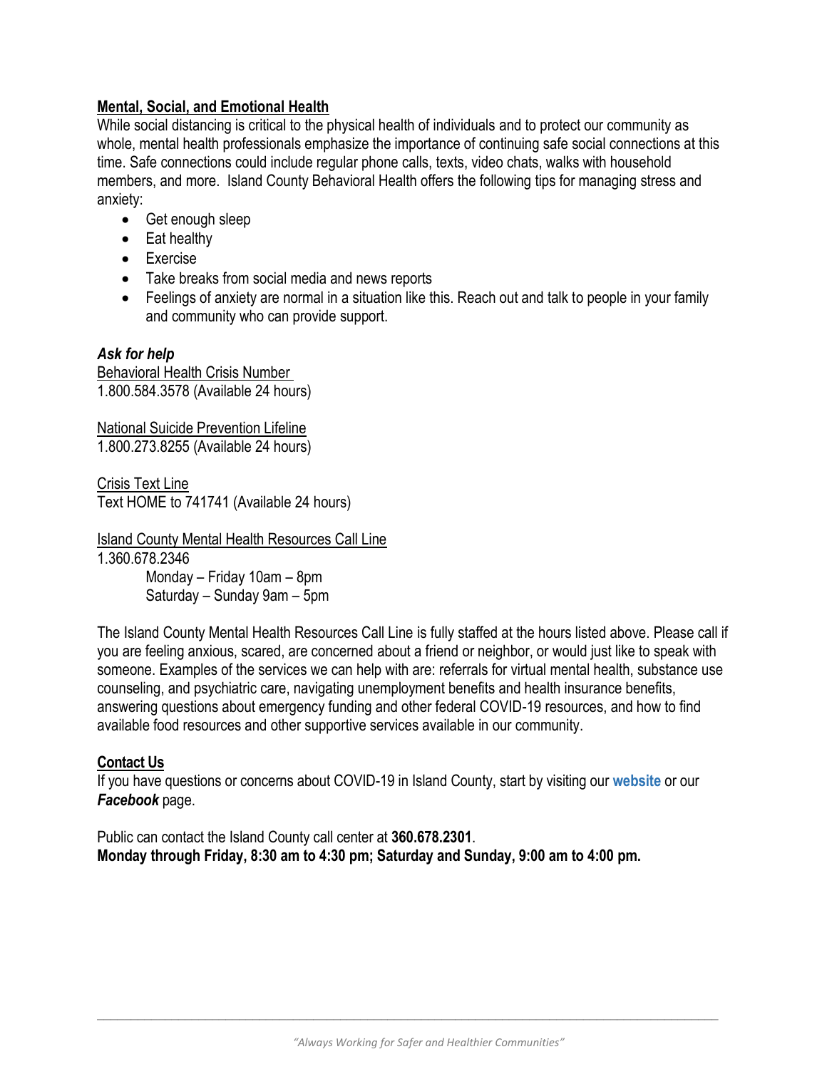## Mental, Social, and Emotional Health

While social distancing is critical to the physical health of individuals and to protect our community as whole, mental health professionals emphasize the importance of continuing safe social connections at this time. Safe connections could include regular phone calls, texts, video chats, walks with household members, and more. Island County Behavioral Health offers the following tips for managing stress and anxiety:

- Get enough sleep
- Eat healthy
- Exercise
- Take breaks from social media and news reports
- Feelings of anxiety are normal in a situation like this. Reach out and talk to people in your family and community who can provide support.

### *Ask for help*

Behavioral Health Crisis Number
1.800.584.3578 (Available 24 hours)

National Suicide Prevention Lifeline
1.800.273.8255 (Available 24 hours)

Crisis Text Line
Text HOME to 741741 (Available 24 hours)

Island County Mental Health Resources Call Line
1.360.678.2346
Monday – Friday 10am – 8pm
Saturday – Sunday 9am – 5pm

The Island County Mental Health Resources Call Line is fully staffed at the hours listed above. Please call if you are feeling anxious, scared, are concerned about a friend or neighbor, or would just like to speak with someone. Examples of the services we can help with are: referrals for virtual mental health, substance use counseling, and psychiatric care, navigating unemployment benefits and health insurance benefits, answering questions about emergency funding and other federal COVID-19 resources, and how to find available food resources and other supportive services available in our community.

## Contact Us

If you have questions or concerns about COVID-19 in Island County, start by visiting our **website** or our ***Facebook*** page.

Public can contact the Island County call center at **360.678.2301**.
**Monday through Friday, 8:30 am to 4:30 pm; Saturday and Sunday, 9:00 am to 4:00 pm.**